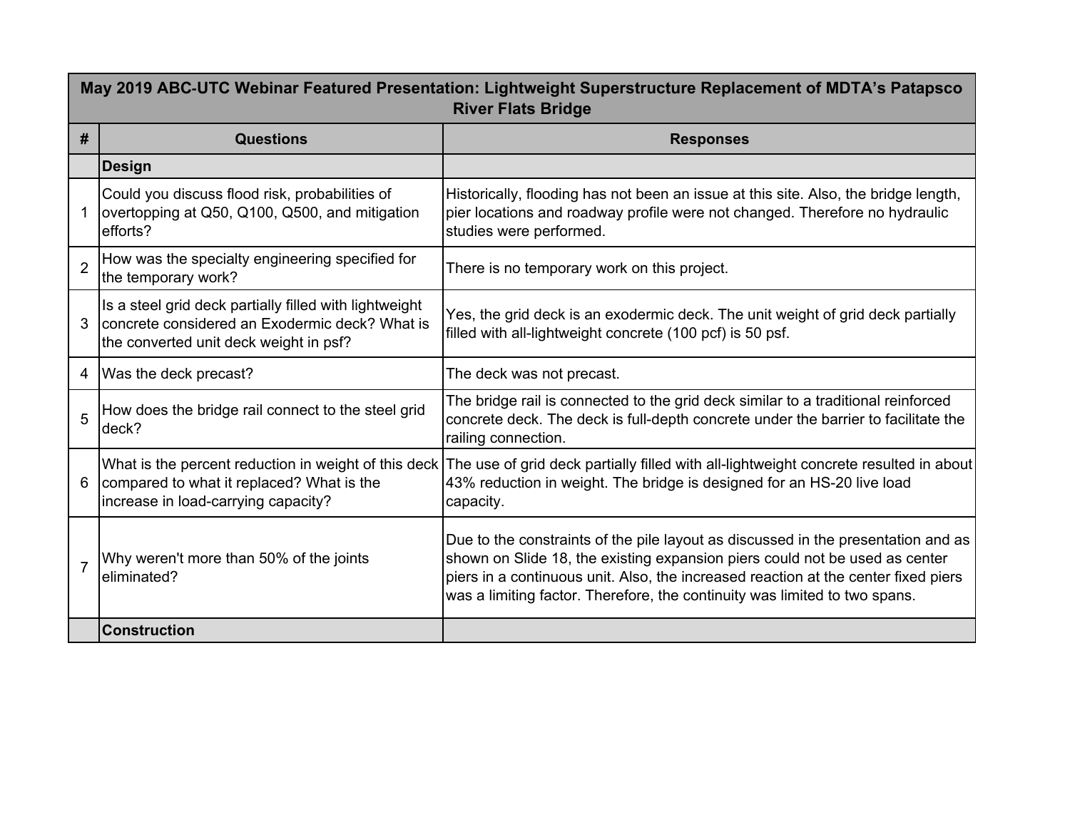| May 2019 ABC-UTC Webinar Featured Presentation: Lightweight Superstructure Replacement of MDTA's Patapsco River Flats Bridge | | |
|---|---|---|
| # | Questions | Responses |
| | **Design** | |
| 1 | Could you discuss flood risk, probabilities of overtopping at Q50, Q100, Q500, and mitigation efforts? | Historically, flooding has not been an issue at this site. Also, the bridge length, pier locations and roadway profile were not changed. Therefore no hydraulic studies were performed. |
| 2 | How was the specialty engineering specified for the temporary work? | There is no temporary work on this project. |
| 3 | Is a steel grid deck partially filled with lightweight concrete considered an Exodermic deck? What is the converted unit deck weight in psf? | Yes, the grid deck is an exodermic deck. The unit weight of grid deck partially filled with all-lightweight concrete (100 pcf) is 50 psf. |
| 4 | Was the deck precast? | The deck was not precast. |
| 5 | How does the bridge rail connect to the steel grid deck? | The bridge rail is connected to the grid deck similar to a traditional reinforced concrete deck. The deck is full-depth concrete under the barrier to facilitate the railing connection. |
| 6 | What is the percent reduction in weight of this deck compared to what it replaced? What is the increase in load-carrying capacity? | The use of grid deck partially filled with all-lightweight concrete resulted in about 43% reduction in weight. The bridge is designed for an HS-20 live load capacity. |
| 7 | Why weren't more than 50% of the joints eliminated? | Due to the constraints of the pile layout as discussed in the presentation and as shown on Slide 18, the existing expansion piers could not be used as center piers in a continuous unit. Also, the increased reaction at the center fixed piers was a limiting factor. Therefore, the continuity was limited to two spans. |
| | **Construction** | |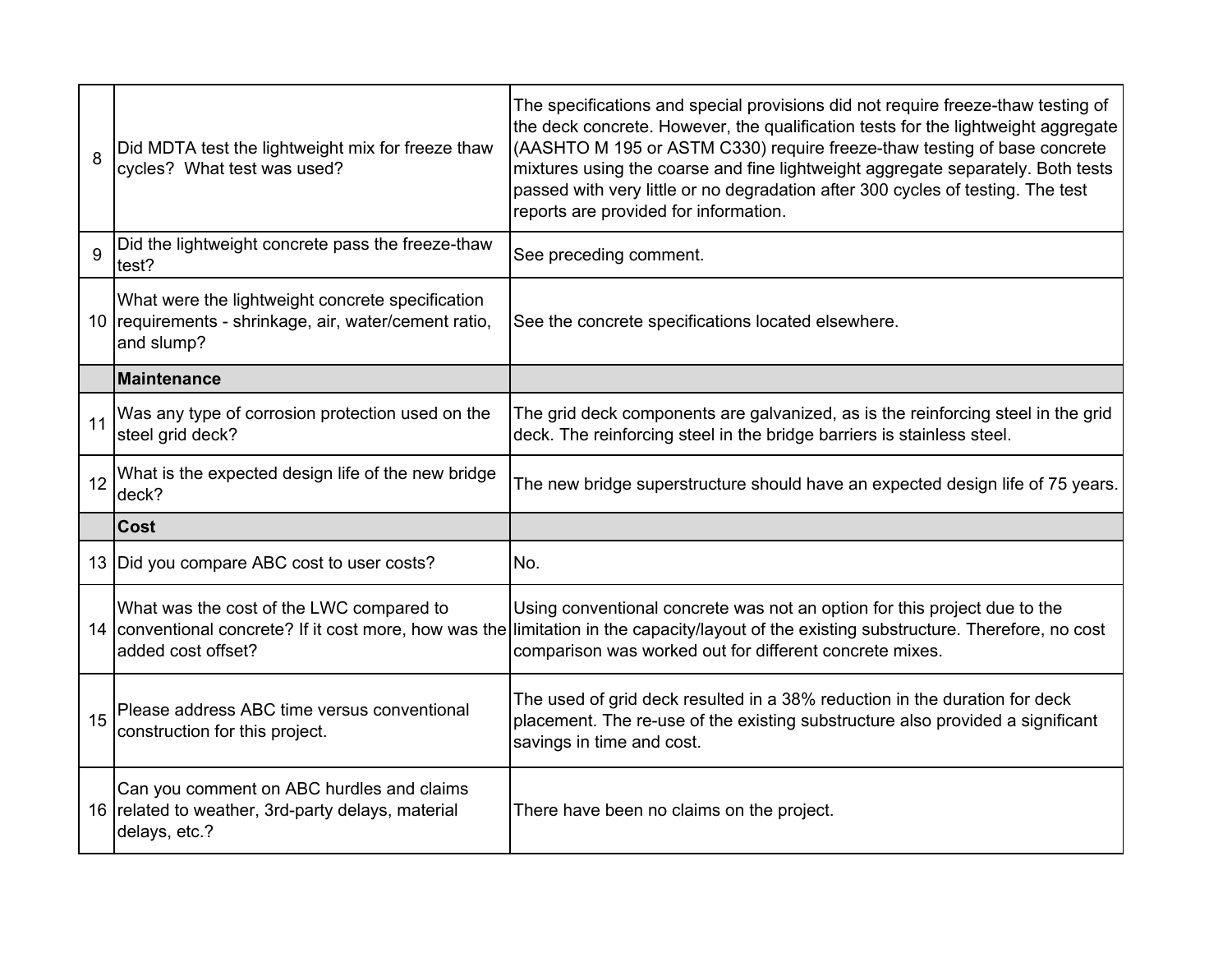| | | |
|---|---|---|
| 8 | Did MDTA test the lightweight mix for freeze thaw cycles? What test was used? | The specifications and special provisions did not require freeze-thaw testing of the deck concrete. However, the qualification tests for the lightweight aggregate (AASHTO M 195 or ASTM C330) require freeze-thaw testing of base concrete mixtures using the coarse and fine lightweight aggregate separately. Both tests passed with very little or no degradation after 300 cycles of testing. The test reports are provided for information. |
| 9 | Did the lightweight concrete pass the freeze-thaw test? | See preceding comment. |
| 10 | What were the lightweight concrete specification requirements - shrinkage, air, water/cement ratio, and slump? | See the concrete specifications located elsewhere. |
| | **Maintenance** | |
| 11 | Was any type of corrosion protection used on the steel grid deck? | The grid deck components are galvanized, as is the reinforcing steel in the grid deck. The reinforcing steel in the bridge barriers is stainless steel. |
| 12 | What is the expected design life of the new bridge deck? | The new bridge superstructure should have an expected design life of 75 years. |
| | **Cost** | |
| 13 | Did you compare ABC cost to user costs? | No. |
| 14 | What was the cost of the LWC compared to conventional concrete? If it cost more, how was the added cost offset? | Using conventional concrete was not an option for this project due to the limitation in the capacity/layout of the existing substructure. Therefore, no cost comparison was worked out for different concrete mixes. |
| 15 | Please address ABC time versus conventional construction for this project. | The used of grid deck resulted in a 38% reduction in the duration for deck placement. The re-use of the existing substructure also provided a significant savings in time and cost. |
| 16 | Can you comment on ABC hurdles and claims related to weather, 3rd-party delays, material delays, etc.? | There have been no claims on the project. |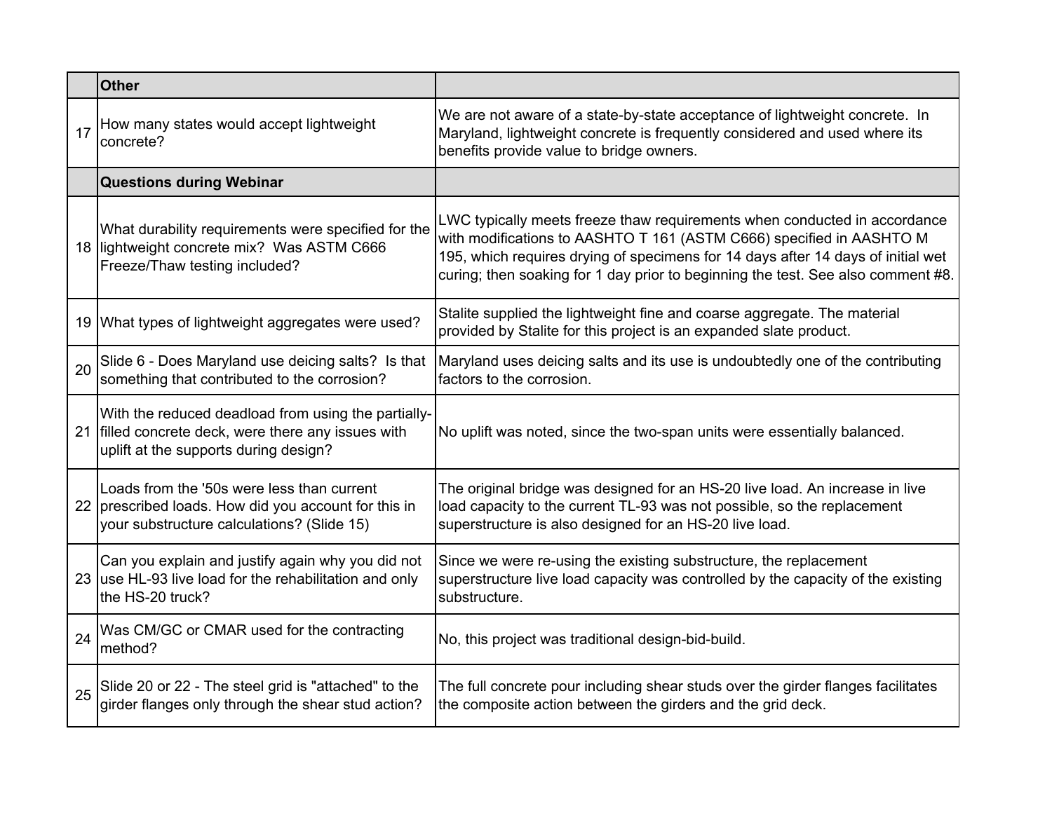| | Other | |
|---|---|---|
| 17 | How many states would accept lightweight concrete? | We are not aware of a state-by-state acceptance of lightweight concrete. In Maryland, lightweight concrete is frequently considered and used where its benefits provide value to bridge owners. |
| | **Questions during Webinar** | |
| 18 | What durability requirements were specified for the lightweight concrete mix? Was ASTM C666 Freeze/Thaw testing included? | LWC typically meets freeze thaw requirements when conducted in accordance with modifications to AASHTO T 161 (ASTM C666) specified in AASHTO M 195, which requires drying of specimens for 14 days after 14 days of initial wet curing; then soaking for 1 day prior to beginning the test. See also comment #8. |
| 19 | What types of lightweight aggregates were used? | Stalite supplied the lightweight fine and coarse aggregate. The material provided by Stalite for this project is an expanded slate product. |
| 20 | Slide 6 - Does Maryland use deicing salts? Is that something that contributed to the corrosion? | Maryland uses deicing salts and its use is undoubtedly one of the contributing factors to the corrosion. |
| 21 | With the reduced deadload from using the partially-filled concrete deck, were there any issues with uplift at the supports during design? | No uplift was noted, since the two-span units were essentially balanced. |
| 22 | Loads from the '50s were less than current prescribed loads. How did you account for this in your substructure calculations? (Slide 15) | The original bridge was designed for an HS-20 live load. An increase in live load capacity to the current TL-93 was not possible, so the replacement superstructure is also designed for an HS-20 live load. |
| 23 | Can you explain and justify again why you did not use HL-93 live load for the rehabilitation and only the HS-20 truck? | Since we were re-using the existing substructure, the replacement superstructure live load capacity was controlled by the capacity of the existing substructure. |
| 24 | Was CM/GC or CMAR used for the contracting method? | No, this project was traditional design-bid-build. |
| 25 | Slide 20 or 22 - The steel grid is "attached" to the girder flanges only through the shear stud action? | The full concrete pour including shear studs over the girder flanges facilitates the composite action between the girders and the grid deck. |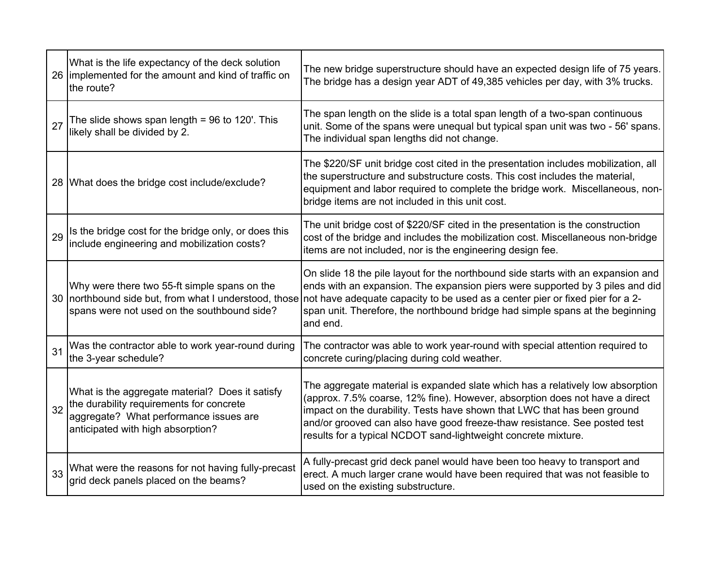| | | |
|---|---|---|
| 26 | What is the life expectancy of the deck solution implemented for the amount and kind of traffic on the route? | The new bridge superstructure should have an expected design life of 75 years. The bridge has a design year ADT of 49,385 vehicles per day, with 3% trucks. |
| 27 | The slide shows span length = 96 to 120'. This likely shall be divided by 2. | The span length on the slide is a total span length of a two-span continuous unit. Some of the spans were unequal but typical span unit was two - 56' spans. The individual span lengths did not change. |
| 28 | What does the bridge cost include/exclude? | The $220/SF unit bridge cost cited in the presentation includes mobilization, all the superstructure and substructure costs. This cost includes the material, equipment and labor required to complete the bridge work. Miscellaneous, non-bridge items are not included in this unit cost. |
| 29 | Is the bridge cost for the bridge only, or does this include engineering and mobilization costs? | The unit bridge cost of $220/SF cited in the presentation is the construction cost of the bridge and includes the mobilization cost. Miscellaneous non-bridge items are not included, nor is the engineering design fee. |
| 30 | Why were there two 55-ft simple spans on the northbound side but, from what I understood, those spans were not used on the southbound side? | On slide 18 the pile layout for the northbound side starts with an expansion and ends with an expansion. The expansion piers were supported by 3 piles and did not have adequate capacity to be used as a center pier or fixed pier for a 2-span unit. Therefore, the northbound bridge had simple spans at the beginning and end. |
| 31 | Was the contractor able to work year-round during the 3-year schedule? | The contractor was able to work year-round with special attention required to concrete curing/placing during cold weather. |
| 32 | What is the aggregate material? Does it satisfy the durability requirements for concrete aggregate? What performance issues are anticipated with high absorption? | The aggregate material is expanded slate which has a relatively low absorption (approx. 7.5% coarse, 12% fine). However, absorption does not have a direct impact on the durability. Tests have shown that LWC that has been ground and/or grooved can also have good freeze-thaw resistance. See posted test results for a typical NCDOT sand-lightweight concrete mixture. |
| 33 | What were the reasons for not having fully-precast grid deck panels placed on the beams? | A fully-precast grid deck panel would have been too heavy to transport and erect. A much larger crane would have been required that was not feasible to used on the existing substructure. |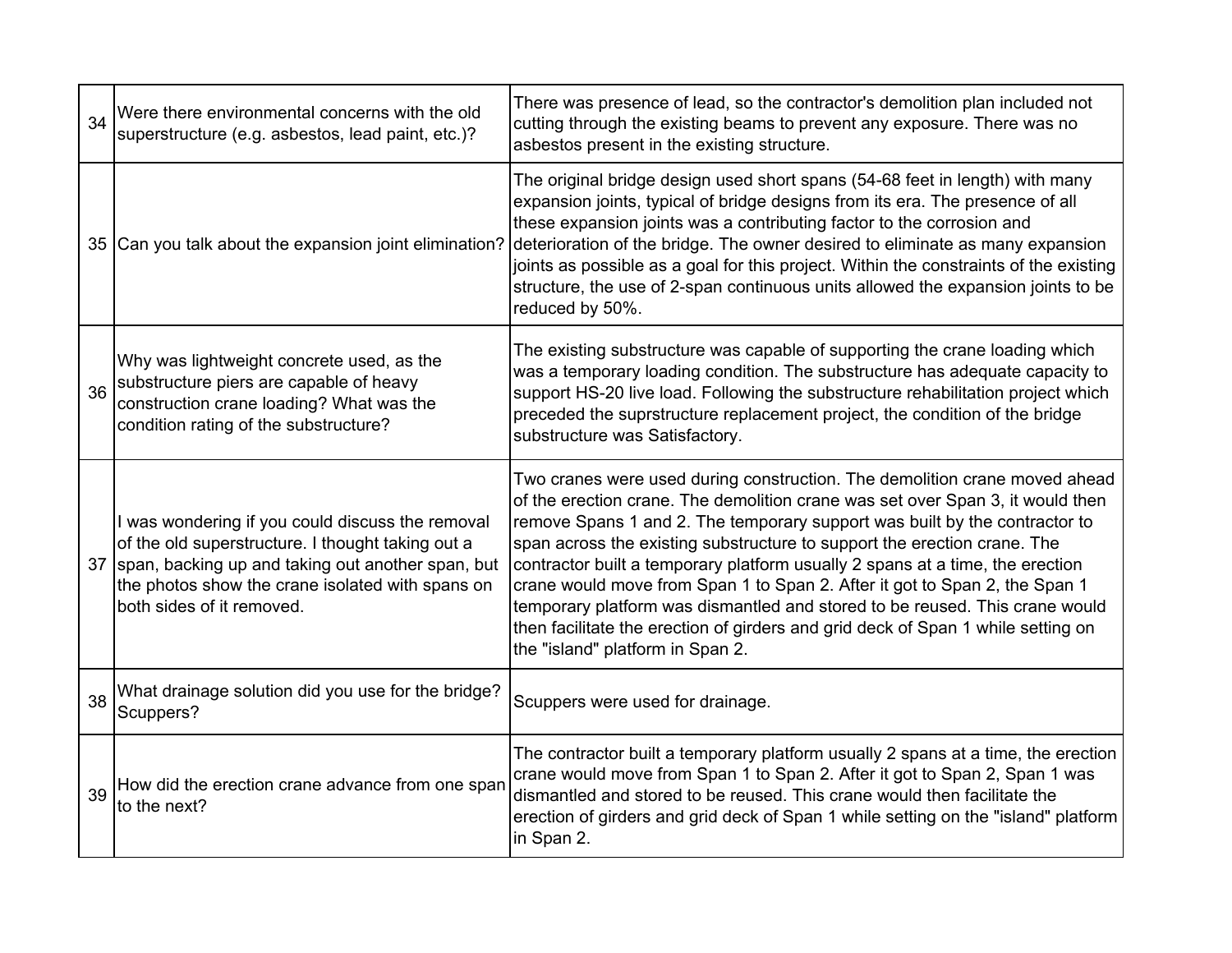| | | |
|---|---|---|
| 34 | Were there environmental concerns with the old superstructure (e.g. asbestos, lead paint, etc.)? | There was presence of lead, so the contractor's demolition plan included not cutting through the existing beams to prevent any exposure. There was no asbestos present in the existing structure. |
| 35 | Can you talk about the expansion joint elimination? | The original bridge design used short spans (54-68 feet in length) with many expansion joints, typical of bridge designs from its era. The presence of all these expansion joints was a contributing factor to the corrosion and deterioration of the bridge. The owner desired to eliminate as many expansion joints as possible as a goal for this project. Within the constraints of the existing structure, the use of 2-span continuous units allowed the expansion joints to be reduced by 50%. |
| 36 | Why was lightweight concrete used, as the substructure piers are capable of heavy construction crane loading? What was the condition rating of the substructure? | The existing substructure was capable of supporting the crane loading which was a temporary loading condition. The substructure has adequate capacity to support HS-20 live load. Following the substructure rehabilitation project which preceded the suprstructure replacement project, the condition of the bridge substructure was Satisfactory. |
| 37 | I was wondering if you could discuss the removal of the old superstructure. I thought taking out a span, backing up and taking out another span, but the photos show the crane isolated with spans on both sides of it removed. | Two cranes were used during construction. The demolition crane moved ahead of the erection crane. The demolition crane was set over Span 3, it would then remove Spans 1 and 2. The temporary support was built by the contractor to span across the existing substructure to support the erection crane. The contractor built a temporary platform usually 2 spans at a time, the erection crane would move from Span 1 to Span 2. After it got to Span 2, the Span 1 temporary platform was dismantled and stored to be reused. This crane would then facilitate the erection of girders and grid deck of Span 1 while setting on the "island" platform in Span 2. |
| 38 | What drainage solution did you use for the bridge? Scuppers? | Scuppers were used for drainage. |
| 39 | How did the erection crane advance from one span to the next? | The contractor built a temporary platform usually 2 spans at a time, the erection crane would move from Span 1 to Span 2. After it got to Span 2, Span 1 was dismantled and stored to be reused. This crane would then facilitate the erection of girders and grid deck of Span 1 while setting on the "island" platform in Span 2. |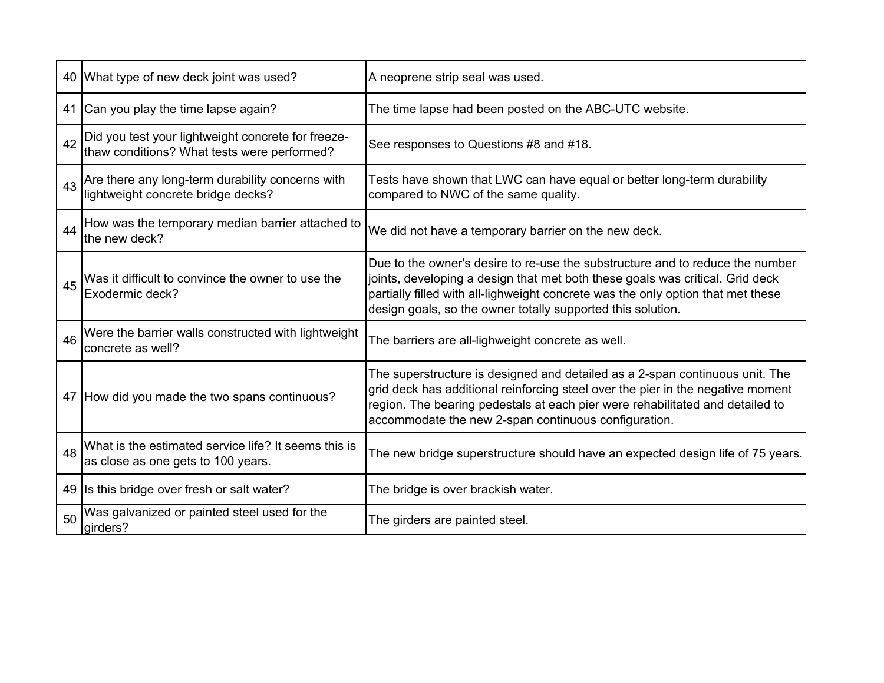| | | |
|---|---|---|
| 40 | What type of new deck joint was used? | A neoprene strip seal was used. |
| 41 | Can you play the time lapse again? | The time lapse had been posted on the ABC-UTC website. |
| 42 | Did you test your lightweight concrete for freeze-thaw conditions? What tests were performed? | See responses to Questions #8 and #18. |
| 43 | Are there any long-term durability concerns with lightweight concrete bridge decks? | Tests have shown that LWC can have equal or better long-term durability compared to NWC of the same quality. |
| 44 | How was the temporary median barrier attached to the new deck? | We did not have a temporary barrier on the new deck. |
| 45 | Was it difficult to convince the owner to use the Exodermic deck? | Due to the owner's desire to re-use the substructure and to reduce the number joints, developing a design that met both these goals was critical. Grid deck partially filled with all-lighweight concrete was the only option that met these design goals, so the owner totally supported this solution. |
| 46 | Were the barrier walls constructed with lightweight concrete as well? | The barriers are all-lighweight concrete as well. |
| 47 | How did you made the two spans continuous? | The superstructure is designed and detailed as a 2-span continuous unit. The grid deck has additional reinforcing steel over the pier in the negative moment region. The bearing pedestals at each pier were rehabilitated and detailed to accommodate the new 2-span continuous configuration. |
| 48 | What is the estimated service life? It seems this is as close as one gets to 100 years. | The new bridge superstructure should have an expected design life of 75 years. |
| 49 | Is this bridge over fresh or salt water? | The bridge is over brackish water. |
| 50 | Was galvanized or painted steel used for the girders? | The girders are painted steel. |